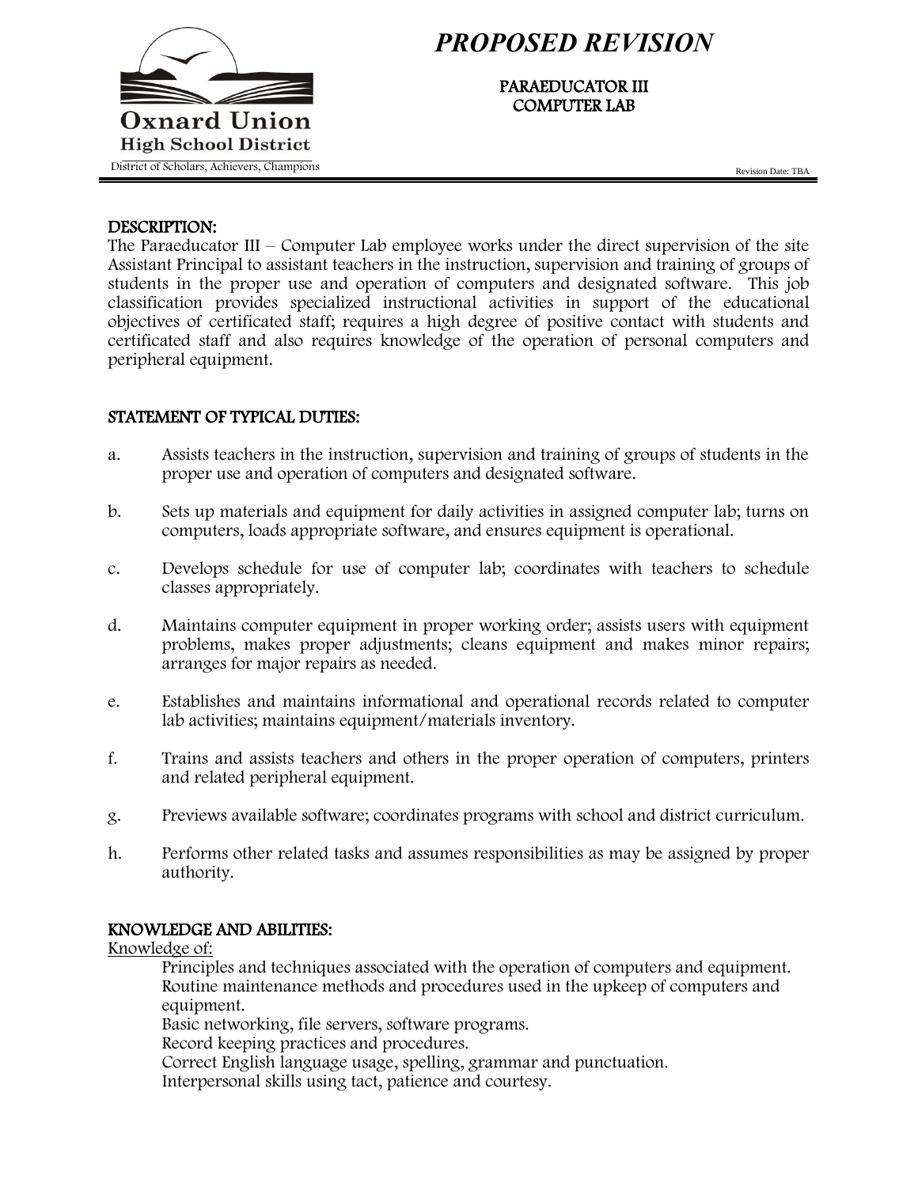Oxnard Union High School District

District of Scholars, Achievers, Champions

# *PROPOSED REVISION*

## PARAEDUCATOR III
## COMPUTER LAB

Revision Date: TBA

### DESCRIPTION:

The Paraeducator III – Computer Lab employee works under the direct supervision of the site Assistant Principal to assistant teachers in the instruction, supervision and training of groups of students in the proper use and operation of computers and designated software. This job classification provides specialized instructional activities in support of the educational objectives of certificated staff; requires a high degree of positive contact with students and certificated staff and also requires knowledge of the operation of personal computers and peripheral equipment.

### STATEMENT OF TYPICAL DUTIES:

a. Assists teachers in the instruction, supervision and training of groups of students in the proper use and operation of computers and designated software.

b. Sets up materials and equipment for daily activities in assigned computer lab; turns on computers, loads appropriate software, and ensures equipment is operational.

c. Develops schedule for use of computer lab; coordinates with teachers to schedule classes appropriately.

d. Maintains computer equipment in proper working order; assists users with equipment problems, makes proper adjustments; cleans equipment and makes minor repairs; arranges for major repairs as needed.

e. Establishes and maintains informational and operational records related to computer lab activities; maintains equipment/materials inventory.

f. Trains and assists teachers and others in the proper operation of computers, printers and related peripheral equipment.

g. Previews available software; coordinates programs with school and district curriculum.

h. Performs other related tasks and assumes responsibilities as may be assigned by proper authority.

### KNOWLEDGE AND ABILITIES:

Knowledge of:

Principles and techniques associated with the operation of computers and equipment.
Routine maintenance methods and procedures used in the upkeep of computers and equipment.
Basic networking, file servers, software programs.
Record keeping practices and procedures.
Correct English language usage, spelling, grammar and punctuation.
Interpersonal skills using tact, patience and courtesy.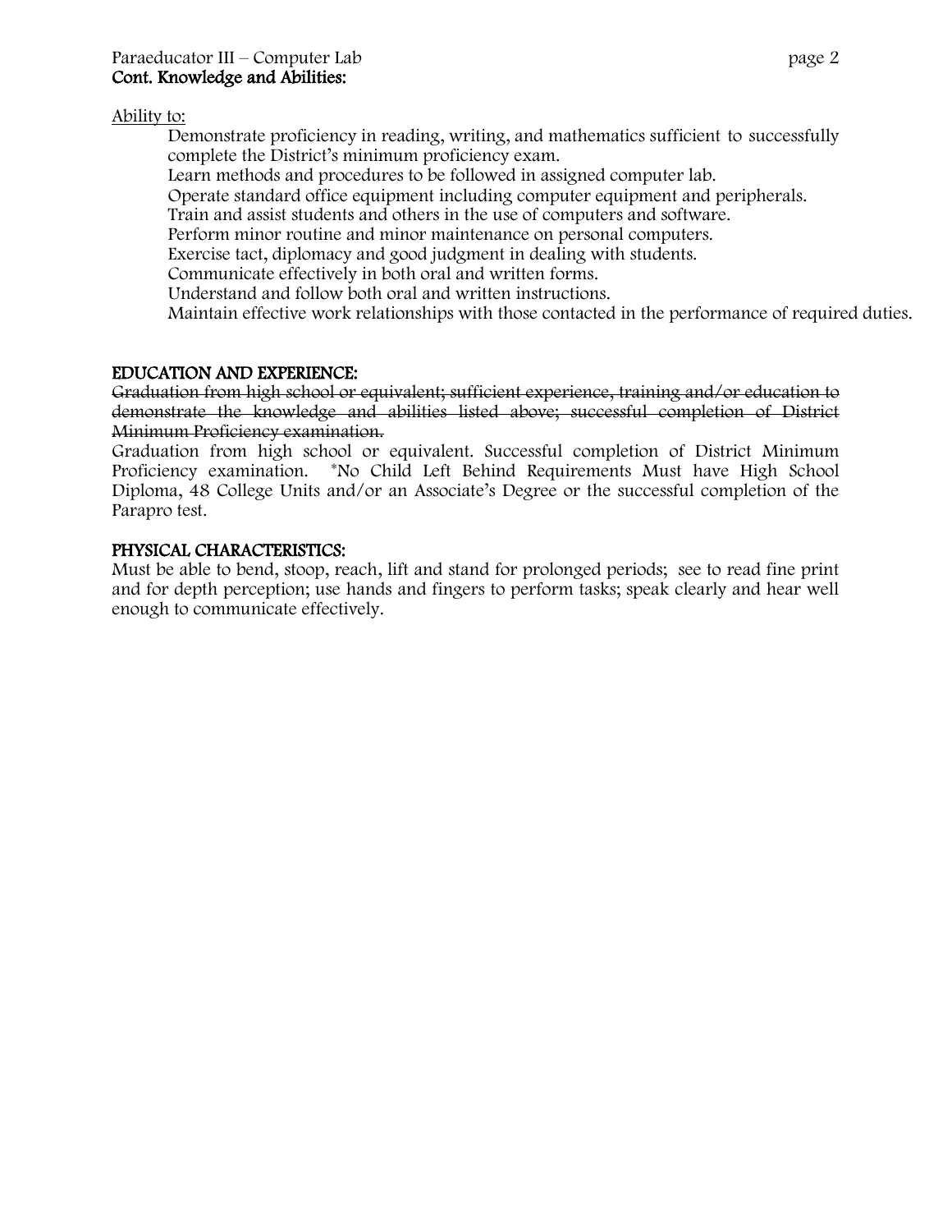**Cont. Knowledge and Abilities:**

Ability to:

- Demonstrate proficiency in reading, writing, and mathematics sufficient to successfully complete the District's minimum proficiency exam.
- Learn methods and procedures to be followed in assigned computer lab.
- Operate standard office equipment including computer equipment and peripherals.
- Train and assist students and others in the use of computers and software.
- Perform minor routine and minor maintenance on personal computers.
- Exercise tact, diplomacy and good judgment in dealing with students.
- Communicate effectively in both oral and written forms.
- Understand and follow both oral and written instructions.
- Maintain effective work relationships with those contacted in the performance of required duties.

## EDUCATION AND EXPERIENCE:

~~Graduation from high school or equivalent; sufficient experience, training and/or education to demonstrate the knowledge and abilities listed above; successful completion of District Minimum Proficiency examination.~~

Graduation from high school or equivalent. Successful completion of District Minimum Proficiency examination. *No Child Left Behind Requirements Must have High School Diploma, 48 College Units and/or an Associate's Degree or the successful completion of the Parapro test.

## PHYSICAL CHARACTERISTICS:

Must be able to bend, stoop, reach, lift and stand for prolonged periods; see to read fine print and for depth perception; use hands and fingers to perform tasks; speak clearly and hear well enough to communicate effectively.